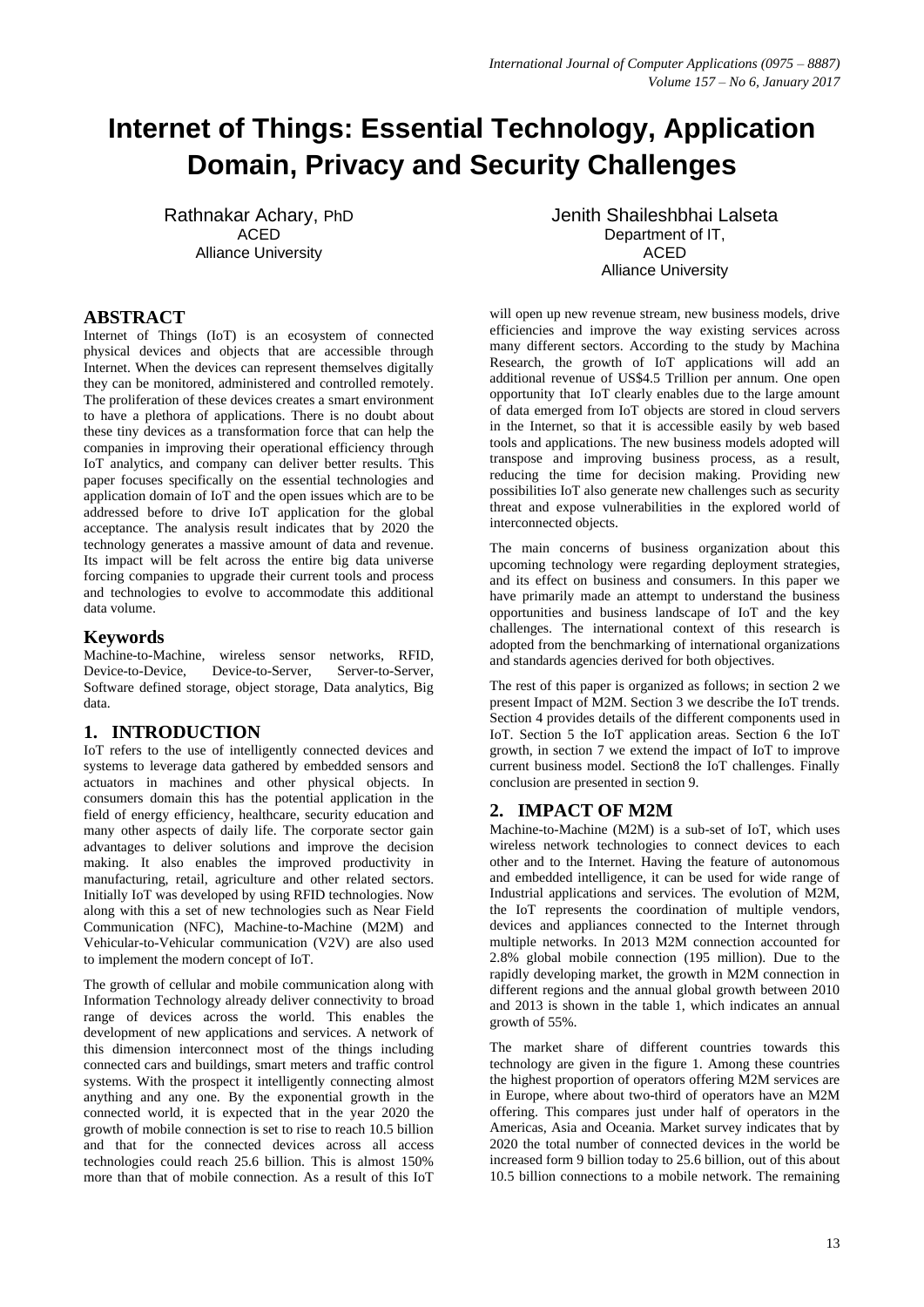# Internet of Things: Essential Technology, Application Domain, Privacy and Security Challenges

Rathnakar Achary, PhD
ACED
Alliance University

Jenith Shaileshbhai Lalseta
Department of IT,
ACED
Alliance University

## ABSTRACT

Internet of Things (IoT) is an ecosystem of connected physical devices and objects that are accessible through Internet. When the devices can represent themselves digitally they can be monitored, administered and controlled remotely. The proliferation of these devices creates a smart environment to have a plethora of applications. There is no doubt about these tiny devices as a transformation force that can help the companies in improving their operational efficiency through IoT analytics, and company can deliver better results. This paper focuses specifically on the essential technologies and application domain of IoT and the open issues which are to be addressed before to drive IoT application for the global acceptance. The analysis result indicates that by 2020 the technology generates a massive amount of data and revenue. Its impact will be felt across the entire big data universe forcing companies to upgrade their current tools and process and technologies to evolve to accommodate this additional data volume.

## Keywords

Machine-to-Machine, wireless sensor networks, RFID, Device-to-Device, Device-to-Server, Server-to-Server, Software defined storage, object storage, Data analytics, Big data.

## 1. INTRODUCTION

IoT refers to the use of intelligently connected devices and systems to leverage data gathered by embedded sensors and actuators in machines and other physical objects. In consumers domain this has the potential application in the field of energy efficiency, healthcare, security education and many other aspects of daily life. The corporate sector gain advantages to deliver solutions and improve the decision making. It also enables the improved productivity in manufacturing, retail, agriculture and other related sectors. Initially IoT was developed by using RFID technologies. Now along with this a set of new technologies such as Near Field Communication (NFC), Machine-to-Machine (M2M) and Vehicular-to-Vehicular communication (V2V) are also used to implement the modern concept of IoT.

The growth of cellular and mobile communication along with Information Technology already deliver connectivity to broad range of devices across the world. This enables the development of new applications and services. A network of this dimension interconnect most of the things including connected cars and buildings, smart meters and traffic control systems. With the prospect it intelligently connecting almost anything and any one. By the exponential growth in the connected world, it is expected that in the year 2020 the growth of mobile connection is set to rise to reach 10.5 billion and that for the connected devices across all access technologies could reach 25.6 billion. This is almost 150% more than that of mobile connection. As a result of this IoT will open up new revenue stream, new business models, drive efficiencies and improve the way existing services across many different sectors. According to the study by Machina Research, the growth of IoT applications will add an additional revenue of US$4.5 Trillion per annum. One open opportunity that IoT clearly enables due to the large amount of data emerged from IoT objects are stored in cloud servers in the Internet, so that it is accessible easily by web based tools and applications. The new business models adopted will transpose and improving business process, as a result, reducing the time for decision making. Providing new possibilities IoT also generate new challenges such as security threat and expose vulnerabilities in the explored world of interconnected objects.

The main concerns of business organization about this upcoming technology were regarding deployment strategies, and its effect on business and consumers. In this paper we have primarily made an attempt to understand the business opportunities and business landscape of IoT and the key challenges. The international context of this research is adopted from the benchmarking of international organizations and standards agencies derived for both objectives.

The rest of this paper is organized as follows; in section 2 we present Impact of M2M. Section 3 we describe the IoT trends. Section 4 provides details of the different components used in IoT. Section 5 the IoT application areas. Section 6 the IoT growth, in section 7 we extend the impact of IoT to improve current business model. Section8 the IoT challenges. Finally conclusion are presented in section 9.

## 2. IMPACT OF M2M

Machine-to-Machine (M2M) is a sub-set of IoT, which uses wireless network technologies to connect devices to each other and to the Internet. Having the feature of autonomous and embedded intelligence, it can be used for wide range of Industrial applications and services. The evolution of M2M, the IoT represents the coordination of multiple vendors, devices and appliances connected to the Internet through multiple networks. In 2013 M2M connection accounted for 2.8% global mobile connection (195 million). Due to the rapidly developing market, the growth in M2M connection in different regions and the annual global growth between 2010 and 2013 is shown in the table 1, which indicates an annual growth of 55%.

The market share of different countries towards this technology are given in the figure 1. Among these countries the highest proportion of operators offering M2M services are in Europe, where about two-third of operators have an M2M offering. This compares just under half of operators in the Americas, Asia and Oceania. Market survey indicates that by 2020 the total number of connected devices in the world be increased form 9 billion today to 25.6 billion, out of this about 10.5 billion connections to a mobile network. The remaining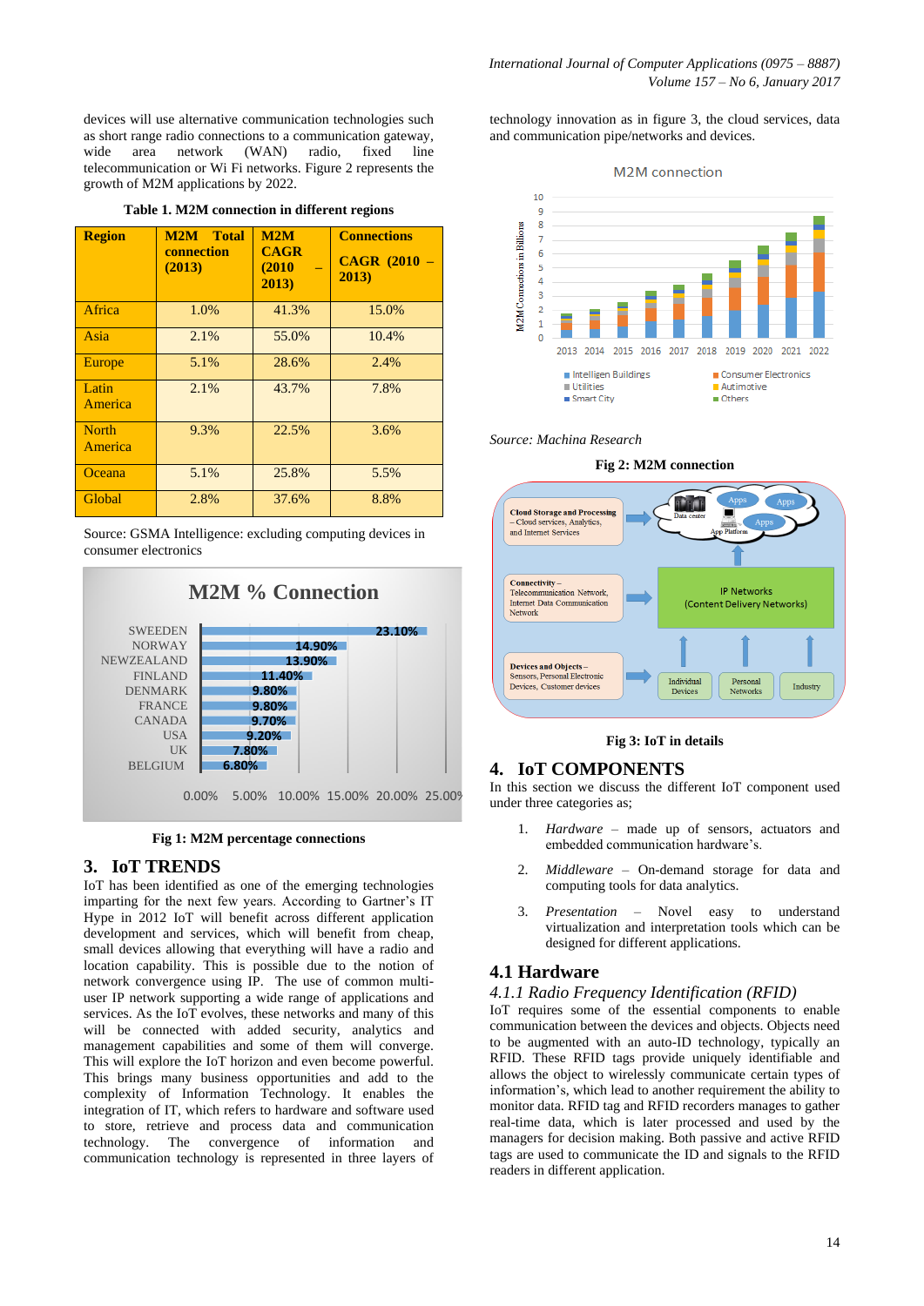devices will use alternative communication technologies such as short range radio connections to a communication gateway, wide area network (WAN) radio, fixed line telecommunication or Wi Fi networks. Figure 2 represents the growth of M2M applications by 2022.

**Table 1. M2M connection in different regions**

| Region | M2M Total connection (2013) | M2M CAGR (2010 – 2013) | Connections CAGR (2010 – 2013) |
|---|---|---|---|
| Africa | 1.0% | 41.3% | 15.0% |
| Asia | 2.1% | 55.0% | 10.4% |
| Europe | 5.1% | 28.6% | 2.4% |
| Latin America | 2.1% | 43.7% | 7.8% |
| North America | 9.3% | 22.5% | 3.6% |
| Oceana | 5.1% | 25.8% | 5.5% |
| Global | 2.8% | 37.6% | 8.8% |

Source: GSMA Intelligence: excluding computing devices in consumer electronics

**Fig 1: M2M percentage connections**

## 3. IoT TRENDS

IoT has been identified as one of the emerging technologies imparting for the next few years. According to Gartner's IT Hype in 2012 IoT will benefit across different application development and services, which will benefit from cheap, small devices allowing that everything will have a radio and location capability. This is possible due to the notion of network convergence using IP. The use of common multi-user IP network supporting a wide range of applications and services. As the IoT evolves, these networks and many of this will be connected with added security, analytics and management capabilities and some of them will converge. This will explore the IoT horizon and even become powerful. This brings many business opportunities with the complexity of Information Technology. It enables the integration of IT, which refers to hardware and software used to store, retrieve and process data and communication technology. The convergence of information and communication technology is represented in three layers of technology innovation as in figure 3, the cloud services, data and communication pipe/networks and devices.

Source: Machina Research

**Fig 2: M2M connection**

**Fig 3: IoT in details**

## 4. IoT COMPONENTS

In this section we discuss the different IoT component used under three categories as;

1. *Hardware* – made up of sensors, actuators and embedded communication hardware's.
2. *Middleware* – On-demand storage for data and computing tools for data analytics.
3. *Presentation* – Novel easy to understand virtualization and interpretation tools which can be designed for different applications.

### 4.1 Hardware

#### *4.1.1 Radio Frequency Identification (RFID)*

IoT requires some of the essential components to enable communication between the devices and objects. Objects need to be augmented with an auto-ID technology, typically an RFID. These RFID tags provide uniquely identifiable and allows the object to wirelessly communicate certain types of information's, which lead to another requirement the ability to monitor data. RFID tag and RFID recorders manages to gather real-time data, which is later processed and used by the managers for decision making. Both passive and active RFID tags are used to communicate the ID and signals to the RFID readers in different application.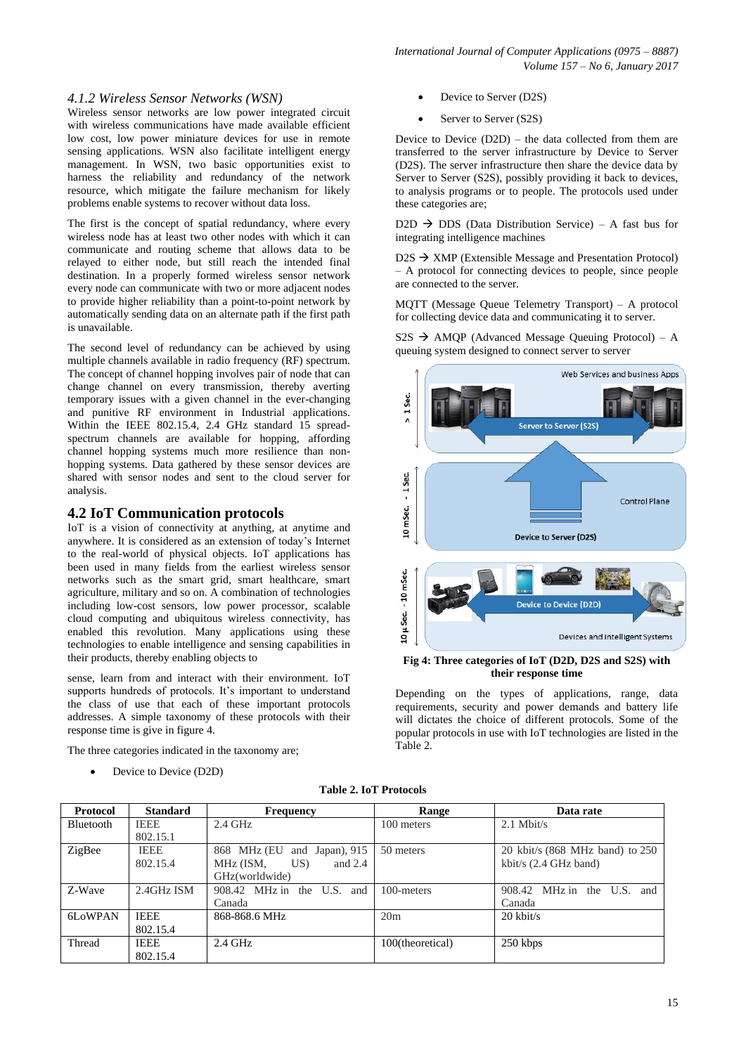### 4.1.2 Wireless Sensor Networks (WSN)

Wireless sensor networks are low power integrated circuit with wireless communications have made available efficient low cost, low power miniature devices for use in remote sensing applications. WSN also facilitate intelligent energy management. In WSN, two basic opportunities exist to harness the reliability and redundancy of the network resource, which mitigate the failure mechanism for likely problems enable systems to recover without data loss.

The first is the concept of spatial redundancy, where every wireless node has at least two other nodes with which it can communicate and routing scheme that allows data to be relayed to either node, but still reach the intended final destination. In a properly formed wireless sensor network every node can communicate with two or more adjacent nodes to provide higher reliability than a point-to-point network by automatically sending data on an alternate path if the first path is unavailable.

The second level of redundancy can be achieved by using multiple channels available in radio frequency (RF) spectrum. The concept of channel hopping involves pair of node that can change channel on every transmission, thereby averting temporary issues with a given channel in the ever-changing and punitive RF environment in Industrial applications. Within the IEEE 802.15.4, 2.4 GHz standard 15 spread-spectrum channels are available for hopping, affording channel hopping systems much more resilience than non-hopping systems. Data gathered by these sensor devices are shared with sensor nodes and sent to the cloud server for analysis.

## 4.2 IoT Communication protocols

IoT is a vision of connectivity at anything, at anytime and anywhere. It is considered as an extension of today's Internet to the real-world of physical objects. IoT applications has been used in many fields from the earliest wireless sensor networks such as the smart grid, smart healthcare, smart agriculture, military and so on. A combination of technologies including low-cost sensors, low power processor, scalable cloud computing and ubiquitous wireless connectivity, has enabled this revolution. Many applications using these technologies to enable intelligence and sensing capabilities in their products, thereby enabling objects to

sense, learn from and interact with their environment. IoT supports hundreds of protocols. It's important to understand the class of use that each of these important protocols addresses. A simple taxonomy of these protocols with their response time is give in figure 4.

The three categories indicated in the taxonomy are;

- Device to Device (D2D)
- Device to Server (D2S)
- Server to Server (S2S)

Device to Device (D2D) – the data collected from them are transferred to the server infrastructure by Device to Server (D2S). The server infrastructure then share the device data by Server to Server (S2S), possibly providing it back to devices, to analysis programs or to people. The protocols used under these categories are;

D2D → DDS (Data Distribution Service) – A fast bus for integrating intelligence machines

D2S → XMP (Extensible Message and Presentation Protocol) – A protocol for connecting devices to people, since people are connected to the server.

MQTT (Message Queue Telemetry Transport) – A protocol for collecting device data and communicating it to server.

S2S → AMQP (Advanced Message Queuing Protocol) – A queuing system designed to connect server to server

**Fig 4: Three categories of IoT (D2D, D2S and S2S) with their response time**

Depending on the types of applications, range, data requirements, security and power demands and battery life will dictates the choice of different protocols. Some of the popular protocols in use with IoT technologies are listed in the Table 2.

**Table 2. IoT Protocols**

| Protocol | Standard | Frequency | Range | Data rate |
|---|---|---|---|---|
| Bluetooth | IEEE 802.15.1 | 2.4 GHz | 100 meters | 2.1 Mbit/s |
| ZigBee | IEEE 802.15.4 | 868 MHz (EU and Japan), 915 MHz (ISM, US) and 2.4 GHz(worldwide) | 50 meters | 20 kbit/s (868 MHz band) to 250 kbit/s (2.4 GHz band) |
| Z-Wave | 2.4GHz ISM | 908.42 MHz in the U.S. and Canada | 100-meters | 908.42 MHz in the U.S. and Canada |
| 6LoWPAN | IEEE 802.15.4 | 868-868.6 MHz | 20m | 20 kbit/s |
| Thread | IEEE 802.15.4 | 2.4 GHz | 100(theoretical) | 250 kbps |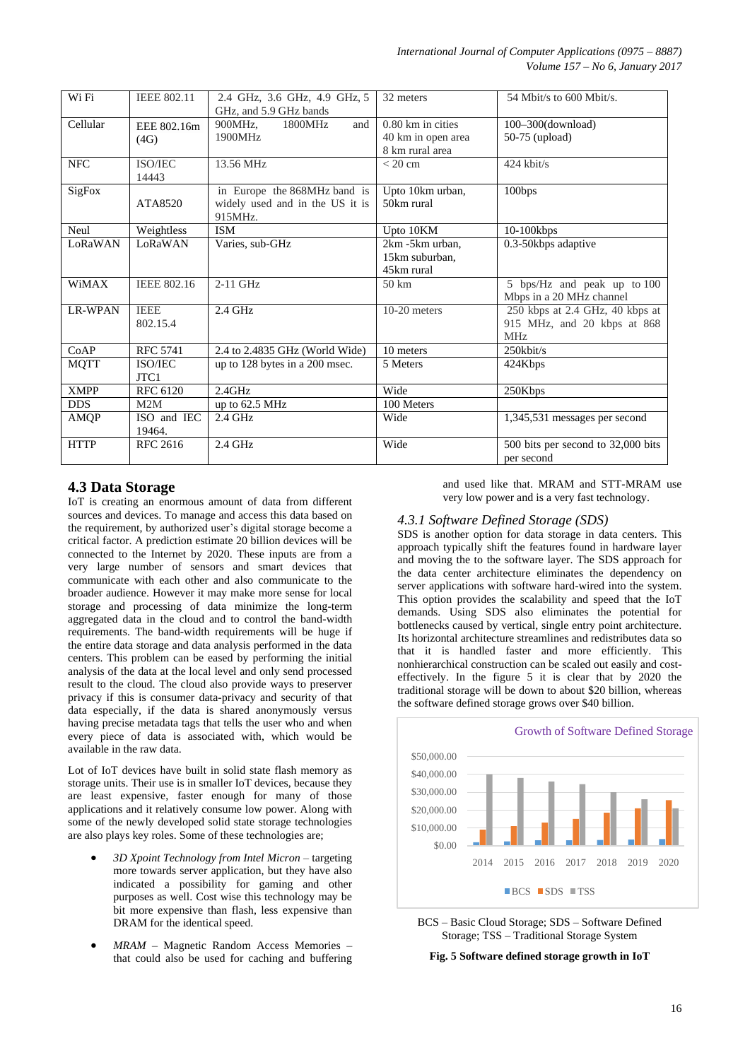| Wi Fi | IEEE 802.11 | 2.4 GHz, 3.6 GHz, 4.9 GHz, 5 GHz, and 5.9 GHz bands | 32 meters | 54 Mbit/s to 600 Mbit/s. |
|---|---|---|---|---|
| Cellular | EEE 802.16m (4G) | 900MHz, 1800MHz and 1900MHz | 0.80 km in cities 40 km in open area 8 km rural area | 100–300(download) 50-75 (upload) |
| NFC | ISO/IEC 14443 | 13.56 MHz | < 20 cm | 424 kbit/s |
| SigFox | ATA8520 | in Europe the 868MHz band is widely used and in the US it is 915MHz. | Upto 10km urban, 50km rural | 100bps |
| Neul | Weightless | ISM | Upto 10KM | 10-100kbps |
| LoRaWAN | LoRaWAN | Varies, sub-GHz | 2km -5km urban, 15km suburban, 45km rural | 0.3-50kbps adaptive |
| WiMAX | IEEE 802.16 | 2-11 GHz | 50 km | 5 bps/Hz and peak up to 100 Mbps in a 20 MHz channel |
| LR-WPAN | IEEE 802.15.4 | 2.4 GHz | 10-20 meters | 250 kbps at 2.4 GHz, 40 kbps at 915 MHz, and 20 kbps at 868 MHz |
| CoAP | RFC 5741 | 2.4 to 2.4835 GHz (World Wide) | 10 meters | 250kbit/s |
| MQTT | ISO/IEC JTC1 | up to 128 bytes in a 200 msec. | 5 Meters | 424Kbps |
| XMPP | RFC 6120 | 2.4GHz | Wide | 250Kbps |
| DDS | M2M | up to 62.5 MHz | 100 Meters | |
| AMQP | ISO and IEC 19464. | 2.4 GHz | Wide | 1,345,531 messages per second |
| HTTP | RFC 2616 | 2.4 GHz | Wide | 500 bits per second to 32,000 bits per second |

## 4.3 Data Storage

IoT is creating an enormous amount of data from different sources and devices. To manage and access this data based on the requirement, by authorized user's digital storage become a critical factor. A prediction estimate 20 billion devices will be connected to the Internet by 2020. These inputs are from a very large number of sensors and smart devices that communicate with each other and also communicate to the broader audience. However it may make more sense for local storage and processing of data minimize the long-term aggregated data in the cloud and to control the band-width requirements. The band-width requirements will be huge if the entire data storage and data analysis performed in the data centers. This problem can be eased by performing the initial analysis of the data at the local level and only send processed result to the cloud. The cloud also provide ways to preserver privacy if this is consumer data-privacy and security of that data especially, if the data is shared anonymously versus having precise metadata tags that tells the user who and when every piece of data is associated with, which would be available in the raw data.

Lot of IoT devices have built in solid state flash memory as storage units. Their use is in smaller IoT devices, because they are least expensive, faster enough for most of those applications and it relatively consume low power. Along with some of the newly developed solid state storage technologies are also plays key roles. Some of these technologies are;

- *3D Xpoint Technology from Intel Micron* – targeting more towards server application, but they have also indicated a possibility for gaming and other purposes as well. Cost wise this technology may be bit more expensive than flash, less expensive than DRAM for the identical speed.
- *MRAM* – Magnetic Random Access Memories – that could also be used for caching and buffering and used like that. MRAM and STT-MRAM use very low power and is a very fast technology.

### 4.3.1 Software Defined Storage (SDS)

SDS is another option for data storage in data centers. This approach typically shift the features found in hardware layer and moving the to the software layer. The SDS approach for the data center architecture eliminates the dependency on server applications with software hard-wired into the system. This option provides the scalability and speed that the IoT demands. Using SDS also eliminates the potential for bottlenecks caused by vertical, single entry point architecture. Its horizontal architecture streamlines and redistributes data so that it is handled faster and more efficiently. This nonhierarchical construction can be scaled out easily and cost-effectively. In the figure 5 it is clear that by 2020 the traditional storage will be down to about $20 billion, whereas the software defined storage grows over $40 billion.

BCS – Basic Cloud Storage; SDS – Software Defined Storage; TSS – Traditional Storage System

**Fig. 5 Software defined storage growth in IoT**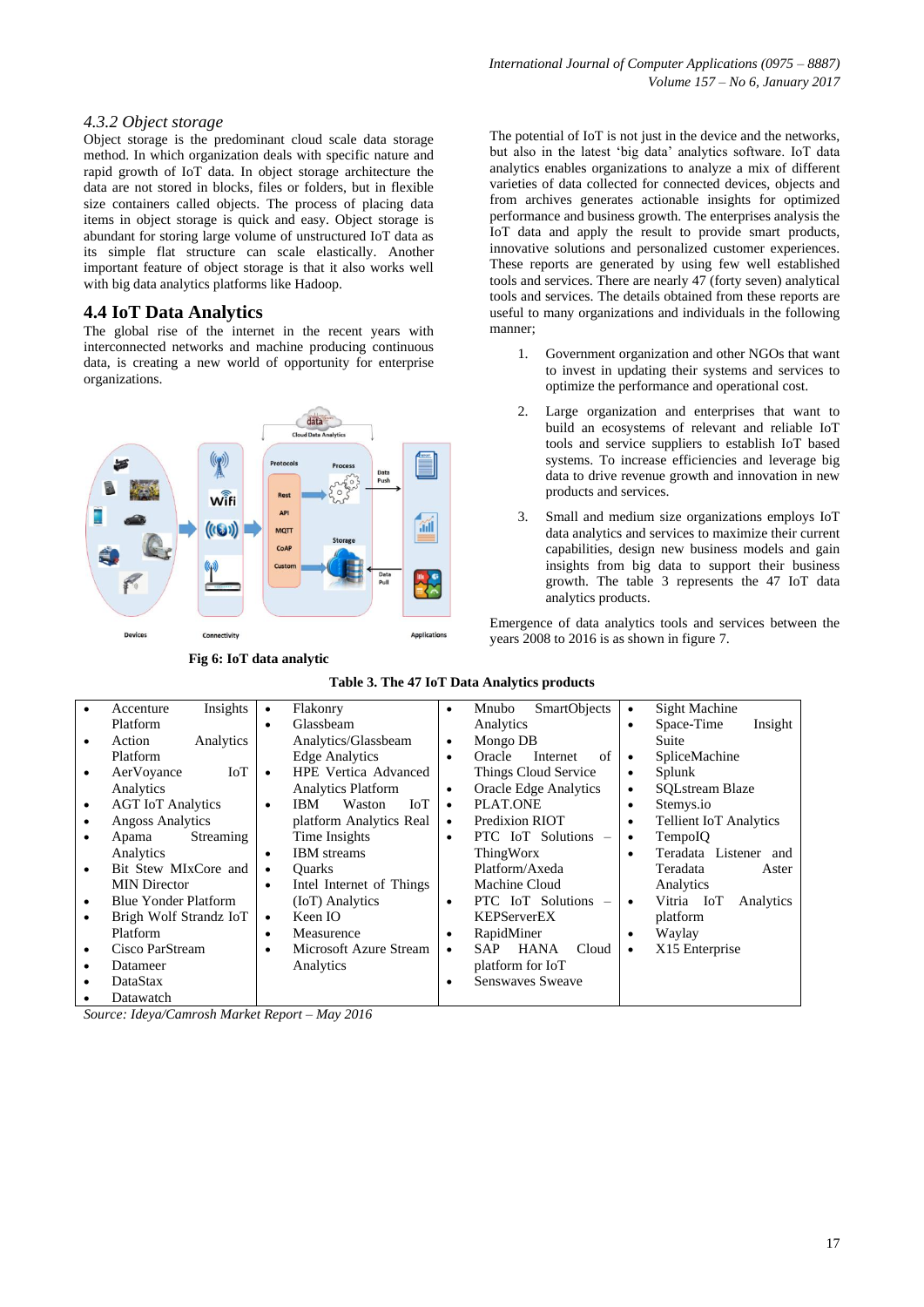### 4.3.2 Object storage

Object storage is the predominant cloud scale data storage method. In which organization deals with specific nature and rapid growth of IoT data. In object storage architecture the data are not stored in blocks, files or folders, but in flexible size containers called objects. The process of placing data items in object storage is quick and easy. Object storage is abundant for storing large volume of unstructured IoT data as its simple flat structure can scale elastically. Another important feature of object storage is that it also works well with big data analytics platforms like Hadoop.

## 4.4 IoT Data Analytics

The global rise of the internet in the recent years with interconnected networks and machine producing continuous data, is creating a new world of opportunity for enterprise organizations.

**Fig 6: IoT data analytic**

The potential of IoT is not just in the device and the networks, but also in the latest 'big data' analytics software. IoT data analytics enables organizations to analyze a mix of different varieties of data collected for connected devices, objects and from archives generates actionable insights for optimized performance and business growth. The enterprises analysis the IoT data and apply the result to provide smart products, innovative solutions and personalized customer experiences. These reports are generated by using few well established tools and services. There are nearly 47 (forty seven) analytical tools and services. The details obtained from these reports are useful to many organizations and individuals in the following manner;

1. Government organization and other NGOs that want to invest in updating their systems and services to optimize the performance and operational cost.
2. Large organization and enterprises that want to build an ecosystems of relevant and reliable IoT tools and service suppliers to establish IoT based systems. To increase efficiencies and leverage big data to drive revenue growth and innovation in new products and services.
3. Small and medium size organizations employs IoT data analytics and services to maximize their current capabilities, design new business models and gain insights from big data to support their business growth. The table 3 represents the 47 IoT data analytics products.

Emergence of data analytics tools and services between the years 2008 to 2016 is as shown in figure 7.

**Table 3. The 47 IoT Data Analytics products**

| | | | |
|---|---|---|---|
| • Accenture Insights Platform<br>• Action Analytics Platform<br>• AerVoyance IoT Analytics<br>• AGT IoT Analytics<br>• Angoss Analytics<br>• Apama Streaming Analytics<br>• Bit Stew MIxCore and MIN Director<br>• Blue Yonder Platform<br>• Brigh Wolf Strandz IoT Platform<br>• Cisco ParStream<br>• Datameer<br>• DataStax<br>• Datawatch | • Flakonry<br>• Glassbeam Analytics/Glassbeam Edge Analytics<br>• HPE Vertica Advanced Analytics Platform<br>• IBM Waston IoT platform Analytics Real Time Insights<br>• IBM streams<br>• Quarks<br>• Intel Internet of Things (IoT) Analytics<br>• Keen IO<br>• Measurence<br>• Microsoft Azure Stream Analytics | • Mnubo SmartObjects Analytics<br>• Mongo DB<br>• Oracle Internet of Things Cloud Service<br>• Oracle Edge Analytics<br>• PLAT.ONE<br>• Predixion RIOT<br>• PTC IoT Solutions – ThingWorx Platform/Axeda Machine Cloud<br>• PTC IoT Solutions – KEPServerEX<br>• RapidMiner<br>• SAP HANA Cloud platform for IoT<br>• Senswaves Sweave | • Sight Machine<br>• Space-Time Insight Suite<br>• SpliceMachine<br>• Splunk<br>• SQLstream Blaze<br>• Stemys.io<br>• Tellient IoT Analytics<br>• TempoIQ<br>• Teradata Listener and Teradata Aster Analytics<br>• Vitria IoT Analytics platform<br>• Waylay<br>• X15 Enterprise |

*Source: Ideya/Camrosh Market Report – May 2016*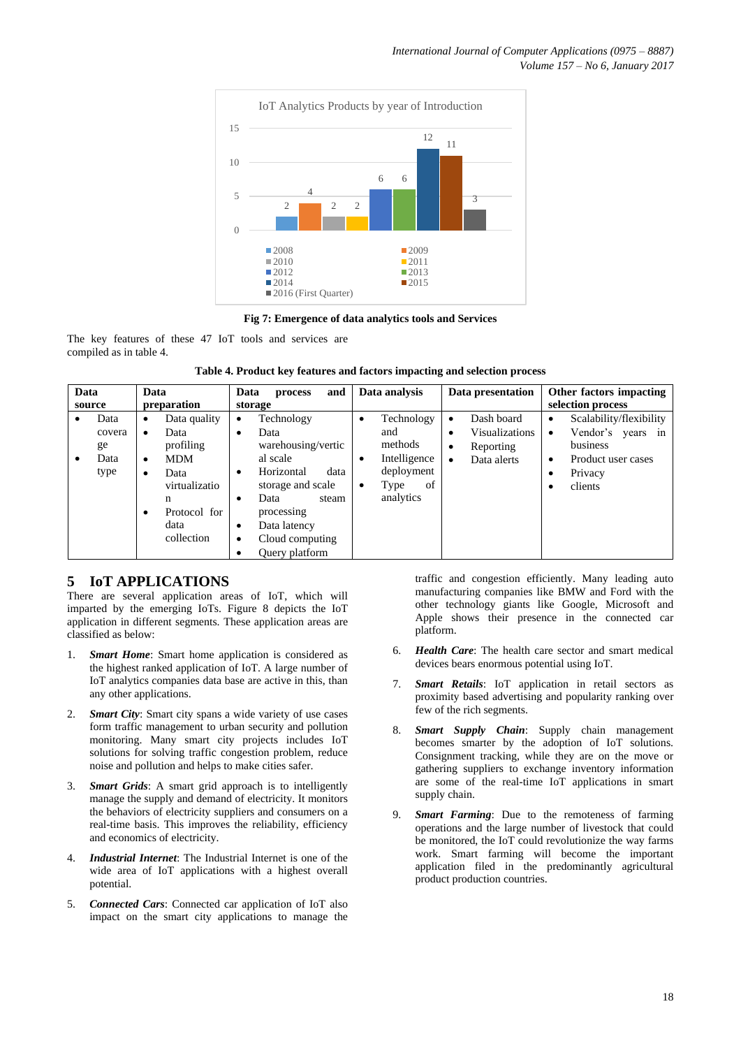IoT Analytics Products by year of Introduction

| Year | Count |
|---|---|
| 2008 | 2 |
| 2009 | 4 |
| 2010 | 2 |
| 2011 | 2 |
| 2012 | 6 |
| 2013 | 6 |
| 2014 | 12 |
| 2015 | 11 |
| 2016 (First Quarter) | 3 |

**Fig 7: Emergence of data analytics tools and Services**

The key features of these 47 IoT tools and services are compiled as in table 4.

**Table 4. Product key features and factors impacting and selection process**

| Data source | Data preparation | Data process and storage | Data analysis | Data presentation | Other factors impacting selection process |
|---|---|---|---|---|---|
| • Data coverage<br>• Data type | • Data quality<br>• Data profiling<br>• MDM<br>• Data virtualization<br>• Protocol for data collection | • Technology<br>• Data warehousing/vertical scale<br>• Horizontal data storage and scale<br>• Data steam processing<br>• Data latency<br>• Cloud computing<br>• Query platform | • Technology and methods<br>• Intelligence deployment<br>• Type of analytics | • Dash board<br>• Visualizations<br>• Reporting<br>• Data alerts | • Scalability/flexibility<br>• Vendor's years in business<br>• Product user cases<br>• Privacy<br>• clients |

## 5 IoT APPLICATIONS

There are several application areas of IoT, which will imparted by the emerging IoTs. Figure 8 depicts the IoT application in different segments. These application areas are classified as below:

1. ***Smart Home***: Smart home application is considered as the highest ranked application of IoT. A large number of IoT analytics companies data base are active in this, than any other applications.
2. ***Smart City***: Smart city spans a wide variety of use cases form traffic management to urban security and pollution monitoring. Many smart city projects includes IoT solutions for solving traffic congestion problem, reduce noise and pollution and helps to make cities safer.
3. ***Smart Grids***: A smart grid approach is to intelligently manage the supply and demand of electricity. It monitors the behaviors of electricity suppliers and consumers on a real-time basis. This improves the reliability, efficiency and economics of electricity.
4. ***Industrial Internet***: The Industrial Internet is one of the wide area of IoT applications with a highest overall potential.
5. ***Connected Cars***: Connected car application of IoT also impact on the smart city applications to manage the traffic and congestion efficiently. Many leading auto manufacturing companies like BMW and Ford with the other technology giants like Google, Microsoft and Apple shows their presence in the connected car platform.
6. ***Health Care***: The health care sector and smart medical devices bears enormous potential using IoT.
7. ***Smart Retails***: IoT application in retail sectors as proximity based advertising and popularity ranking over few of the rich segments.
8. ***Smart Supply Chain***: Supply chain management becomes smarter by the adoption of IoT solutions. Consignment tracking, while they are on the move or gathering suppliers to exchange inventory information are some of the real-time IoT applications in smart supply chain.
9. ***Smart Farming***: Due to the remoteness of farming operations and the large number of livestock that could be monitored, the IoT could revolutionize the way farms work. Smart farming will become the important application filed in the predominantly agricultural product production countries.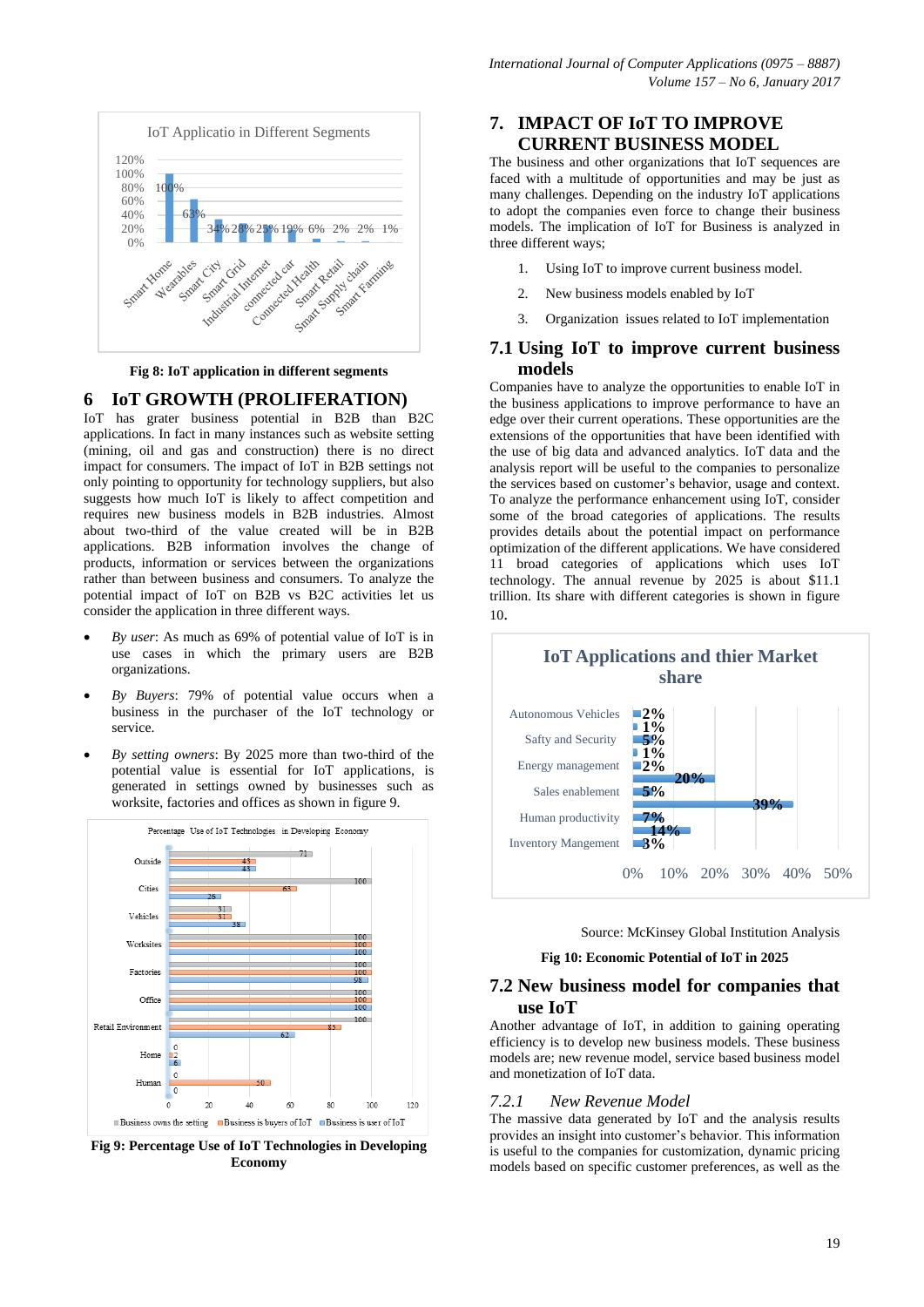Fig 8: IoT application in different segments

# 6 IoT GROWTH (PROLIFERATION)

IoT has grater business potential in B2B than B2C applications. In fact in many instances such as website setting (mining, oil and gas and construction) there is no direct impact for consumers. The impact of IoT in B2B settings not only pointing to opportunity for technology suppliers, but also suggests how much IoT is likely to affect competition and requires new business models in B2B industries. Almost about two-third of the value created will be in B2B applications. B2B information involves the change of products, information or services between the organizations rather than between business and consumers. To analyze the potential impact of IoT on B2B vs B2C activities let us consider the application in three different ways.

- *By user*: As much as 69% of potential value of IoT is in use cases in which the primary users are B2B organizations.
- *By Buyers*: 79% of potential value occurs when a business in the purchaser of the IoT technology or service.
- *By setting owners*: By 2025 more than two-third of the potential value is essential for IoT applications, is generated in settings owned by businesses such as worksite, factories and offices as shown in figure 9.

Fig 9: Percentage Use of IoT Technologies in Developing Economy

# 7. IMPACT OF IoT TO IMPROVE CURRENT BUSINESS MODEL

The business and other organizations that IoT sequences are faced with a multitude of opportunities and may be just as many challenges. Depending on the industry IoT applications to adopt the companies even force to change their business models. The implication of IoT for Business is analyzed in three different ways;

1. Using IoT to improve current business model.
2. New business models enabled by IoT
3. Organization issues related to IoT implementation

## 7.1 Using IoT to improve current business models

Companies have to analyze the opportunities to enable IoT in the business applications to improve performance to have an edge over their current operations. These opportunities are the extensions of the opportunities that have been identified with the use of big data and advanced analytics. IoT data and the analysis report will be useful to the companies to personalize the services based on customer's behavior, usage and context. To analyze the performance enhancement using IoT, consider some of the broad categories of applications. The results provides details about the potential impact on performance optimization of the different applications. We have considered 11 broad categories of applications which uses IoT technology. The annual revenue by 2025 is about $11.1 trillion. Its share with different categories is shown in figure 10.

Source: McKinsey Global Institution Analysis

Fig 10: Economic Potential of IoT in 2025

## 7.2 New business model for companies that use IoT

Another advantage of IoT, in addition to gaining operating efficiency is to develop new business models. These business models are; new revenue model, service based business model and monetization of IoT data.

### 7.2.1 New Revenue Model

The massive data generated by IoT and the analysis results provides an insight into customer's behavior. This information is useful to the companies for customization, dynamic pricing models based on specific customer preferences, as well as the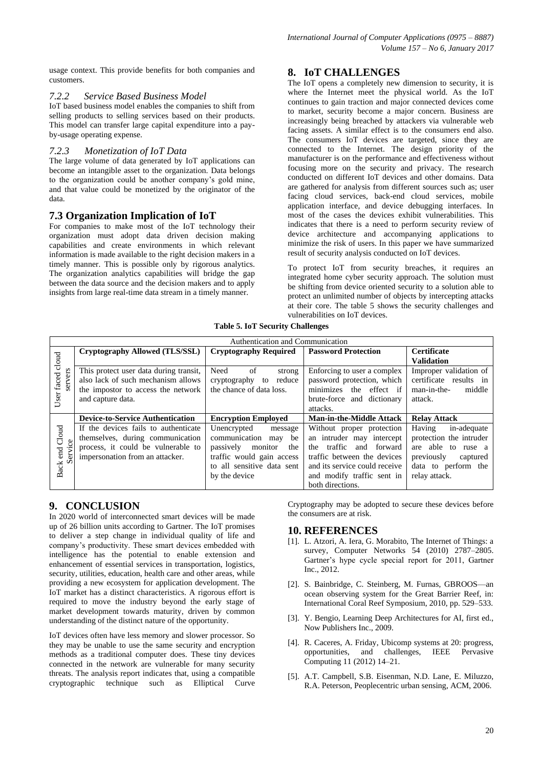usage context. This provide benefits for both companies and customers.

### 7.2.2 *Service Based Business Model*

IoT based business model enables the companies to shift from selling products to selling services based on their products. This model can transfer large capital expenditure into a pay-by-usage operating expense.

### 7.2.3 *Monetization of IoT Data*

The large volume of data generated by IoT applications can become an intangible asset to the organization. Data belongs to the organization could be another company's gold mine, and that value could be monetized by the originator of the data.

## 7.3 Organization Implication of IoT

For companies to make most of the IoT technology their organization must adopt data driven decision making capabilities and create environments in which relevant information is made available to the right decision makers in a timely manner. This is possible only by rigorous analytics. The organization analytics capabilities will bridge the gap between the data source and the decision makers and to apply insights from large real-time data stream in a timely manner.

# 8. IoT CHALLENGES

The IoT opens a completely new dimension to security, it is where the Internet meet the physical world. As the IoT continues to gain traction and major connected devices come to market, security become a major concern. Business are increasingly being breached by attackers via vulnerable web facing assets. A similar effect is to the consumers end also. The consumers IoT devices are targeted, since they are connected to the Internet. The design priority of the manufacturer is on the performance and effectiveness without focusing more on the security and privacy. The research conducted on different IoT devices and other domains. Data are gathered for analysis from different sources such as; user facing cloud services, back-end cloud services, mobile application interface, and device debugging interfaces. In most of the cases the devices exhibit vulnerabilities. This indicates that there is a need to perform security review of device architecture and accompanying applications to minimize the risk of users. In this paper we have summarized result of security analysis conducted on IoT devices.

To protect IoT from security breaches, it requires an integrated home cyber security approach. The solution must be shifting from device oriented security to a solution able to protect an unlimited number of objects by intercepting attacks at their core. The table 5 shows the security challenges and vulnerabilities on IoT devices.

**Table 5. IoT Security Challenges**

| | Authentication and Communication | | | |
|---|---|---|---|---|
| User faced cloud servers | **Cryptography Allowed (TLS/SSL)** | **Cryptography Required** | **Password Protection** | **Certificate Validation** |
| | This protect user data during transit, also lack of such mechanism allows the impostor to access the network and capture data. | Need of strong cryptography to reduce the chance of data loss. | Enforcing to user a complex password protection, which minimizes the effect if brute-force and dictionary attacks. | Improper validation of certificate results in man-in-the- middle attack. |
| Back end Cloud Service | **Device-to-Service Authentication** | **Encryption Employed** | **Man-in-the-Middle Attack** | **Relay Attack** |
| | If the devices fails to authenticate themselves, during communication process, it could be vulnerable to impersonation from an attacker. | Unencrypted message communication may be passively monitor the traffic would gain access to all sensitive data sent by the device | Without proper protection an intruder may intercept the traffic and forward traffic between the devices and its service could receive and modify traffic sent in both directions. | Having in-adequate protection the intruder are able to ruse a previously captured data to perform the relay attack. |

# 9. CONCLUSION

In 2020 world of interconnected smart devices will be made up of 26 billion units according to Gartner. The IoT promises to deliver a step change in individual quality of life and company's productivity. These smart devices embedded with intelligence has the potential to enable extension and enhancement of essential services in transportation, logistics, security, utilities, education, health care and other areas, while providing a new ecosystem for application development. The IoT market has a distinct characteristics. A rigorous effort is required to move the industry beyond the early stage of market development towards maturity, driven by common understanding of the distinct nature of the opportunity.

IoT devices often have less memory and slower processor. So they may be unable to use the same security and encryption methods as a traditional computer does. These tiny devices connected in the network are vulnerable for many security threats. The analysis report indicates that, using a compatible cryptographic technique such as Elliptical Curve Cryptography may be adopted to secure these devices before the consumers are at risk.

# 10. REFERENCES

[1]. L. Atzori, A. Iera, G. Morabito, The Internet of Things: a survey, Computer Networks 54 (2010) 2787–2805. Gartner's hype cycle special report for 2011, Gartner Inc., 2012.

[2]. S. Bainbridge, C. Steinberg, M. Furnas, GBROOS—an ocean observing system for the Great Barrier Reef, in: International Coral Reef Symposium, 2010, pp. 529–533.

[3]. Y. Bengio, Learning Deep Architectures for AI, first ed., Now Publishers Inc., 2009.

[4]. R. Caceres, A. Friday, Ubicomp systems at 20: progress, opportunities, and challenges, IEEE Pervasive Computing 11 (2012) 14–21.

[5]. A.T. Campbell, S.B. Eisenman, N.D. Lane, E. Miluzzo, R.A. Peterson, Peoplecentric urban sensing, ACM, 2006.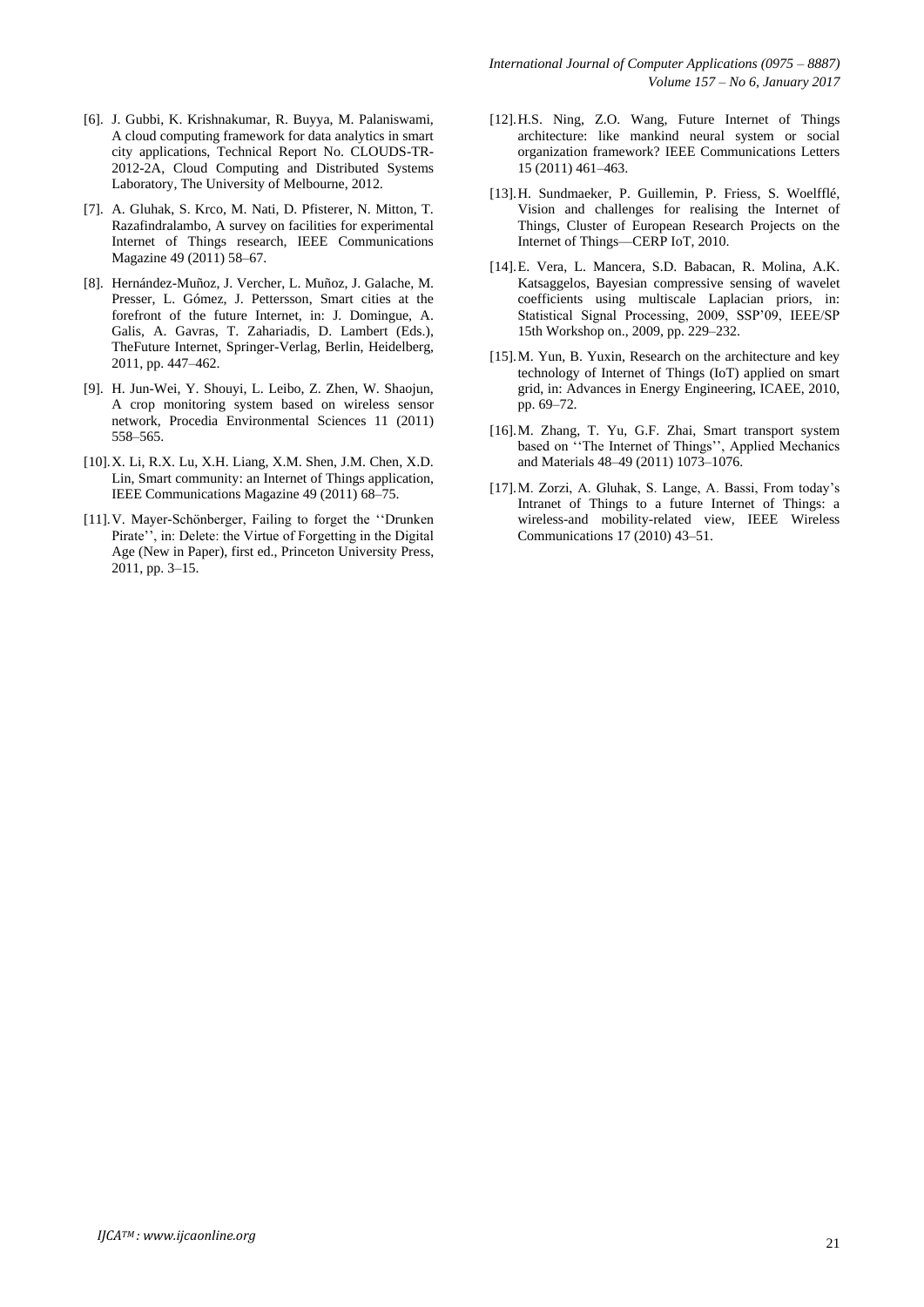[6]. J. Gubbi, K. Krishnakumar, R. Buyya, M. Palaniswami, A cloud computing framework for data analytics in smart city applications, Technical Report No. CLOUDS-TR-2012-2A, Cloud Computing and Distributed Systems Laboratory, The University of Melbourne, 2012.

[7]. A. Gluhak, S. Krco, M. Nati, D. Pfisterer, N. Mitton, T. Razafindralambo, A survey on facilities for experimental Internet of Things research, IEEE Communications Magazine 49 (2011) 58–67.

[8]. Hernández-Muñoz, J. Vercher, L. Muñoz, J. Galache, M. Presser, L. Gómez, J. Pettersson, Smart cities at the forefront of the future Internet, in: J. Domingue, A. Galis, A. Gavras, T. Zahariadis, D. Lambert (Eds.), TheFuture Internet, Springer-Verlag, Berlin, Heidelberg, 2011, pp. 447–462.

[9]. H. Jun-Wei, Y. Shouyi, L. Leibo, Z. Zhen, W. Shaojun, A crop monitoring system based on wireless sensor network, Procedia Environmental Sciences 11 (2011) 558–565.

[10]. X. Li, R.X. Lu, X.H. Liang, X.M. Shen, J.M. Chen, X.D. Lin, Smart community: an Internet of Things application, IEEE Communications Magazine 49 (2011) 68–75.

[11]. V. Mayer-Schönberger, Failing to forget the ''Drunken Pirate'', in: Delete: the Virtue of Forgetting in the Digital Age (New in Paper), first ed., Princeton University Press, 2011, pp. 3–15.

[12]. H.S. Ning, Z.O. Wang, Future Internet of Things architecture: like mankind neural system or social organization framework? IEEE Communications Letters 15 (2011) 461–463.

[13]. H. Sundmaeker, P. Guillemin, P. Friess, S. Woelfflé, Vision and challenges for realising the Internet of Things, Cluster of European Research Projects on the Internet of Things—CERP IoT, 2010.

[14]. E. Vera, L. Mancera, S.D. Babacan, R. Molina, A.K. Katsaggelos, Bayesian compressive sensing of wavelet coefficients using multiscale Laplacian priors, in: Statistical Signal Processing, 2009, SSP'09, IEEE/SP 15th Workshop on., 2009, pp. 229–232.

[15]. M. Yun, B. Yuxin, Research on the architecture and key technology of Internet of Things (IoT) applied on smart grid, in: Advances in Energy Engineering, ICAEE, 2010, pp. 69–72.

[16]. M. Zhang, T. Yu, G.F. Zhai, Smart transport system based on ''The Internet of Things'', Applied Mechanics and Materials 48–49 (2011) 1073–1076.

[17]. M. Zorzi, A. Gluhak, S. Lange, A. Bassi, From today's Intranet of Things to a future Internet of Things: a wireless-and mobility-related view, IEEE Wireless Communications 17 (2010) 43–51.